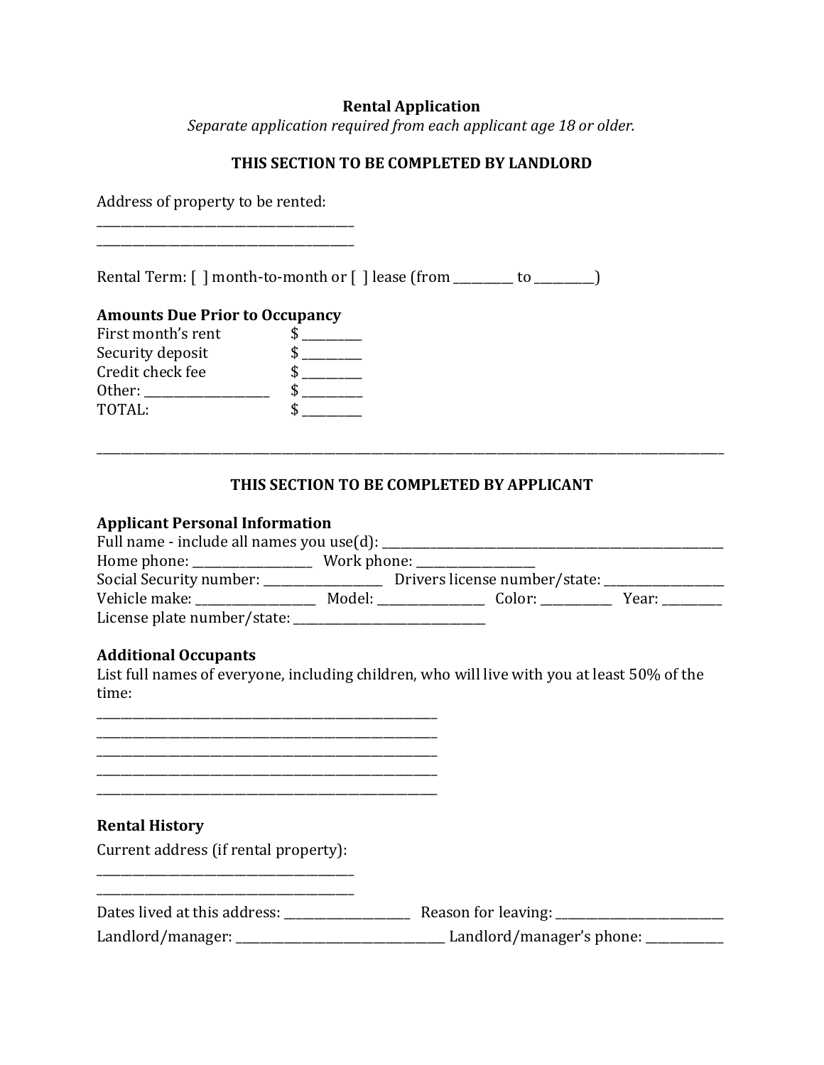# Rental Application

*Separate application required from each applicant age 18 or older.*

## THIS SECTION TO BE COMPLETED BY LANDLORD

Address of property to be rented:

_______________________________________

_______________________________________

Rental Term: [ ] month-to-month or [ ] lease (from _________ to _________)

**Amounts Due Prior to Occupancy**

| | |
|---|---|
| First month's rent | $ _________ |
| Security deposit | $ _________ |
| Credit check fee | $ _________ |
| Other: ___________________ | $ _________ |
| TOTAL: | $ _________ |

---

## THIS SECTION TO BE COMPLETED BY APPLICANT

**Applicant Personal Information**

Full name - include all names you use(d): ______________________________________________

Home phone: ___________________ Work phone: ___________________

Social Security number: ___________________ Drivers license number/state: ___________________

Vehicle make: ___________________ Model: _________________ Color: ___________ Year: _________

License plate number/state: _______________________________

**Additional Occupants**

List full names of everyone, including children, who will live with you at least 50% of the time:

_______________________________________________________

_______________________________________________________

_______________________________________________________

_______________________________________________________

_______________________________________________________

**Rental History**

Current address (if rental property):

_______________________________________

_______________________________________

Dates lived at this address: ____________________ Reason for leaving: __________________________

Landlord/manager: _________________________________ Landlord/manager's phone: ____________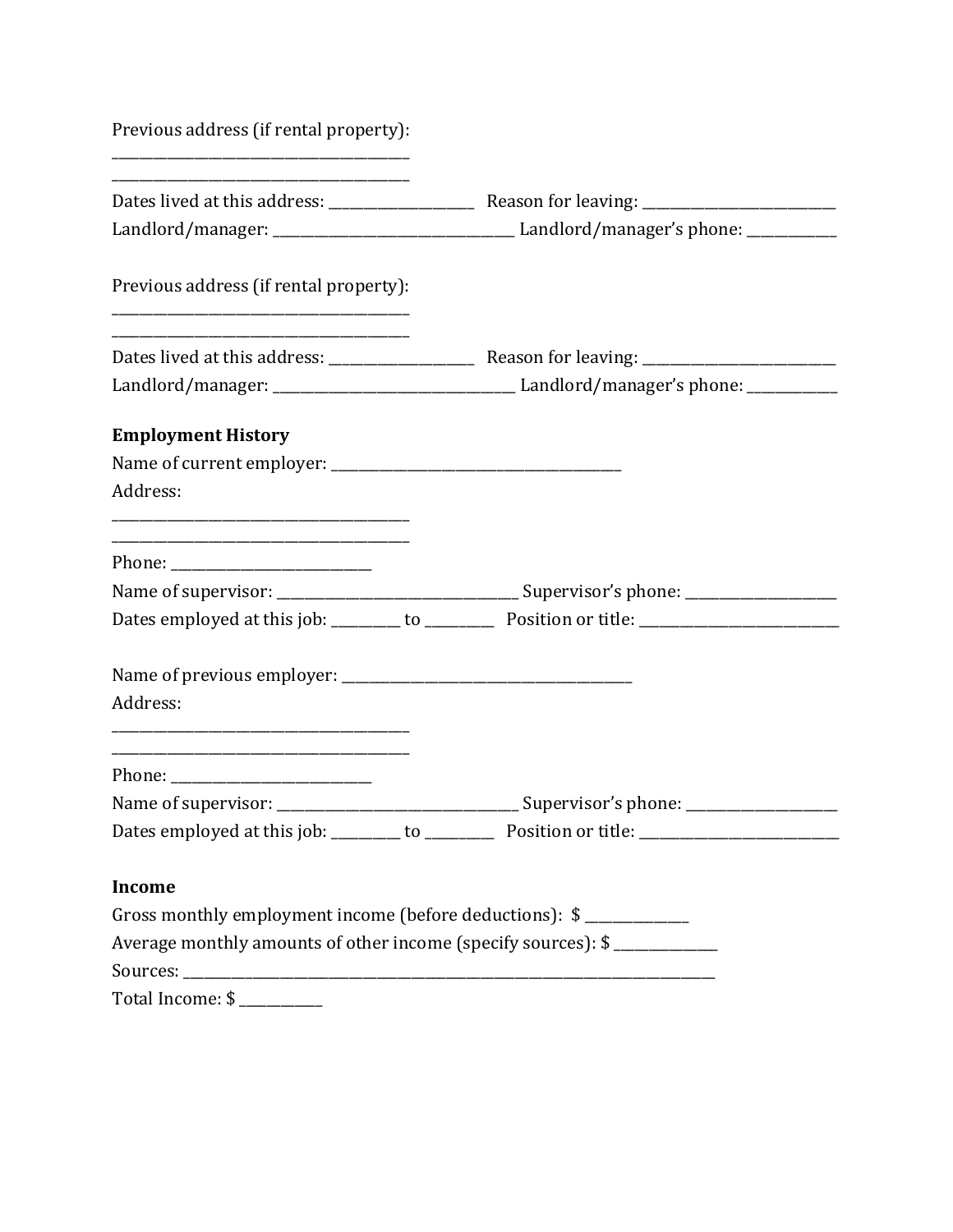Previous address (if rental property):
__________________________________________
__________________________________________
Dates lived at this address: ____________________ Reason for leaving: ___________________________
Landlord/manager: __________________________________ Landlord/manager's phone: _____________

Previous address (if rental property):
__________________________________________
__________________________________________
Dates lived at this address: ____________________ Reason for leaving: ___________________________
Landlord/manager: __________________________________ Landlord/manager's phone: _____________

**Employment History**

Name of current employer: __________________________________________
Address:
__________________________________________
__________________________________________
Phone: ____________________________
Name of supervisor: __________________________________ Supervisor's phone: _____________________
Dates employed at this job: __________ to __________ Position or title: ____________________________

Name of previous employer: __________________________________________
Address:
__________________________________________
__________________________________________
Phone: ____________________________
Name of supervisor: __________________________________ Supervisor's phone: _____________________
Dates employed at this job: __________ to __________ Position or title: ____________________________

**Income**

Gross monthly employment income (before deductions): $ _______________
Average monthly amounts of other income (specify sources): $ _______________
Sources: _____________________________________________________________________________
Total Income: $ ____________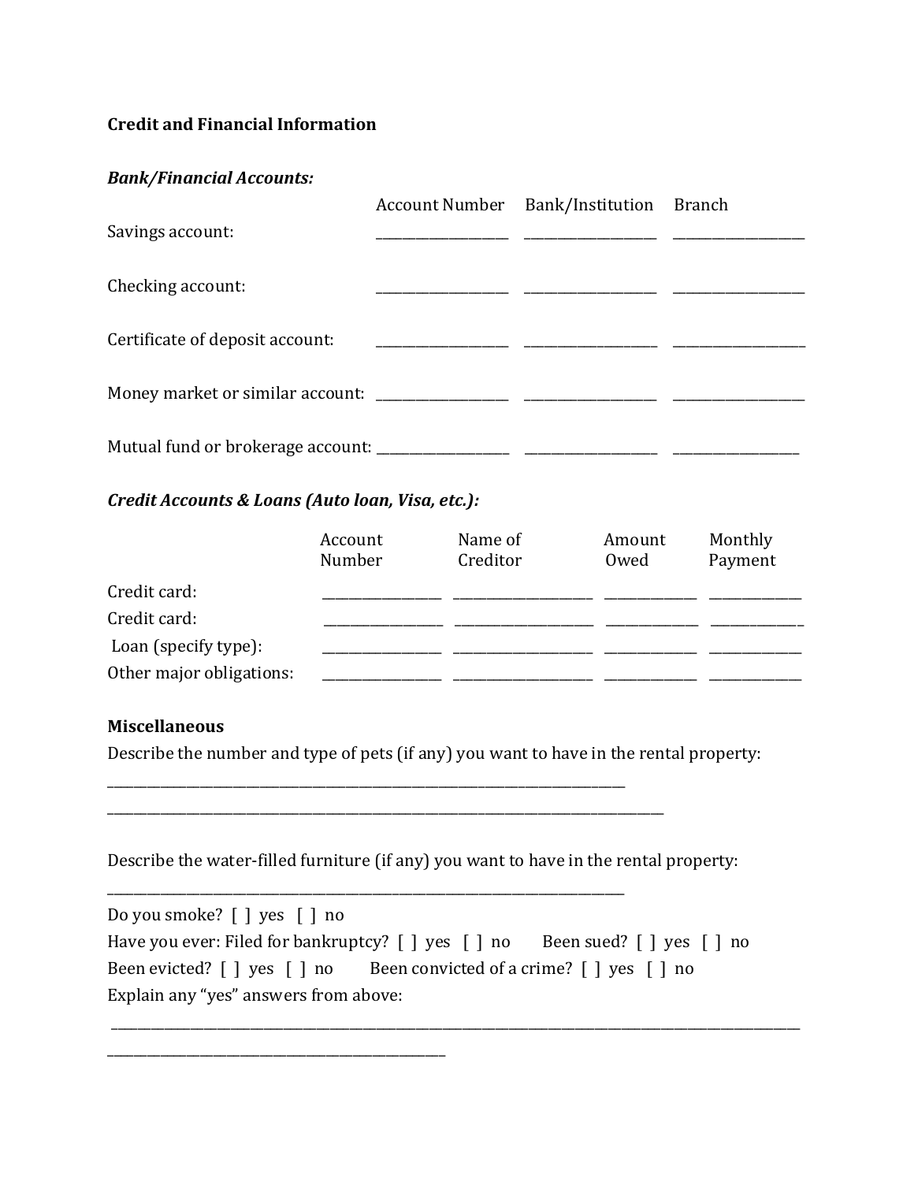**Credit and Financial Information**

***Bank/Financial Accounts:***

| | Account Number | Bank/Institution | Branch |
|---|---|---|---|
| Savings account: | ___________________ | ___________________ | ___________________ |
| Checking account: | ___________________ | ___________________ | ___________________ |
| Certificate of deposit account: | ___________________ | ___________________ | ___________________ |
| Money market or similar account: | ___________________ | ___________________ | ___________________ |
| Mutual fund or brokerage account: | ___________________ | ___________________ | ___________________ |

***Credit Accounts & Loans (Auto loan, Visa, etc.):***

| | Account Number | Name of Creditor | Amount Owed | Monthly Payment |
|---|---|---|---|---|
| Credit card: | _________________ | ____________________ | ______________ | ______________ |
| Credit card: | _________________ | ____________________ | ______________ | ______________ |
| Loan (specify type): | _________________ | ____________________ | ______________ | ______________ |
| Other major obligations: | _________________ | ____________________ | ______________ | ______________ |

**Miscellaneous**

Describe the number and type of pets (if any) you want to have in the rental property:

_____________________________________________________________________________

_________________________________________________________________________________

Describe the water-filled furniture (if any) you want to have in the rental property:

_____________________________________________________________________________

Do you smoke? [ ] yes [ ] no

Have you ever: Filed for bankruptcy? [ ] yes [ ] no Been sued? [ ] yes [ ] no

Been evicted? [ ] yes [ ] no Been convicted of a crime? [ ] yes [ ] no

Explain any "yes" answers from above:

____________________________________________________________________________________________________

__________________________________________________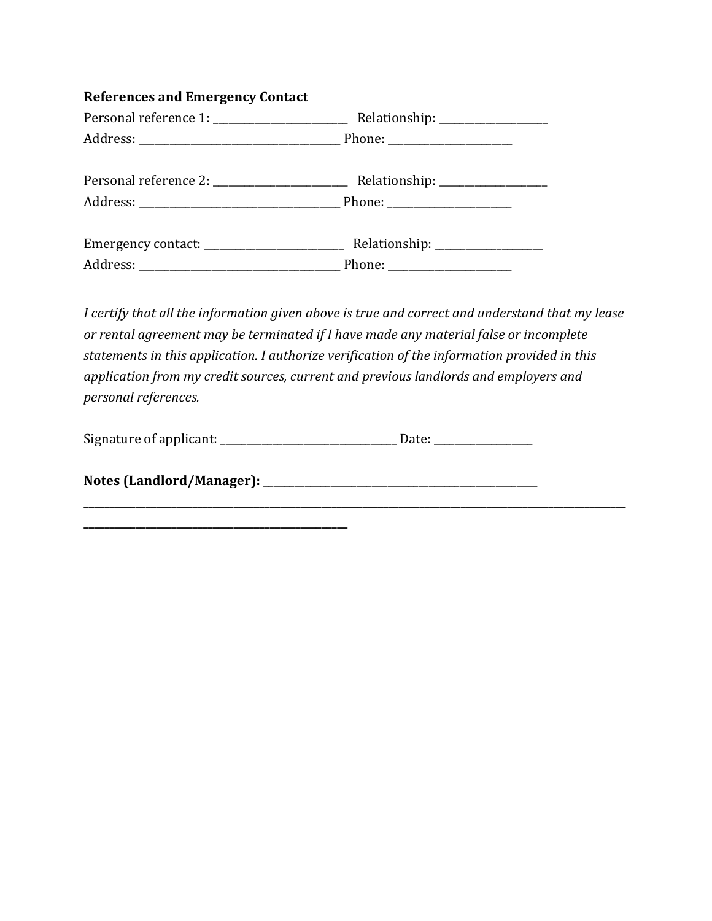**References and Emergency Contact**

Personal reference 1: ___________________________ Relationship: _____________________

Address: ________________________________________ Phone: ________________________

Personal reference 2: ___________________________ Relationship: _____________________

Address: ________________________________________ Phone: ________________________

Emergency contact: ____________________________ Relationship: _____________________

Address: ________________________________________ Phone: ________________________

*I certify that all the information given above is true and correct and understand that my lease or rental agreement may be terminated if I have made any material false or incomplete statements in this application. I authorize verification of the information provided in this application from my credit sources, current and previous landlords and employers and personal references.*

Signature of applicant: ___________________________________ Date: ____________________

**Notes (Landlord/Manager):** ______________________________________________________________

________________________________________________________________________________________________________

_____________________________________________________